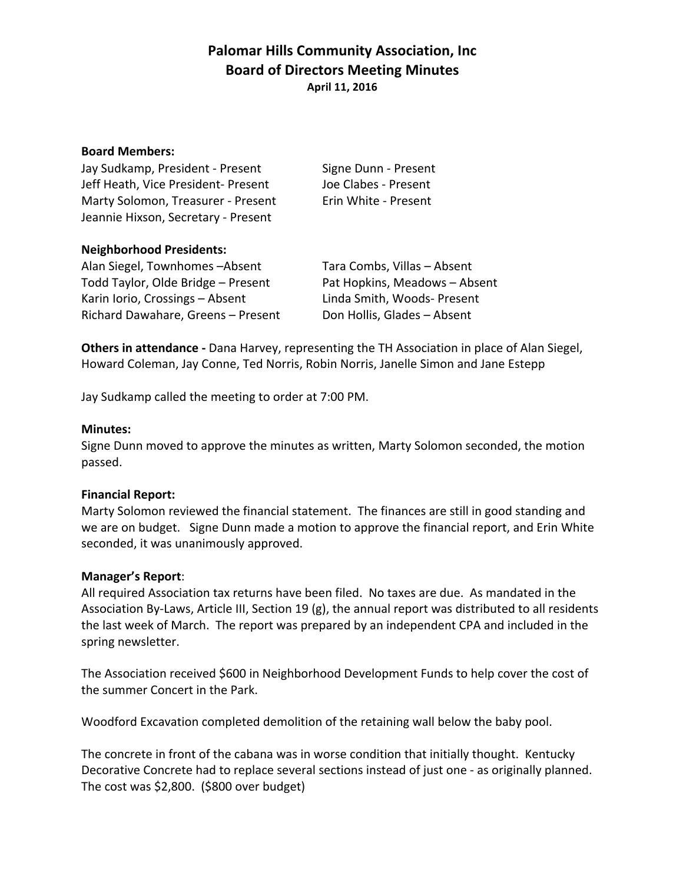# Palomar Hills Community Association, Inc
## Board of Directors Meeting Minutes
**April 11, 2016**

**Board Members:**

Jay Sudkamp, President - Present
Jeff Heath, Vice President- Present
Marty Solomon, Treasurer - Present
Jeannie Hixson, Secretary - Present
Signe Dunn - Present
Joe Clabes - Present
Erin White - Present

**Neighborhood Presidents:**

Alan Siegel, Townhomes –Absent
Todd Taylor, Olde Bridge – Present
Karin Iorio, Crossings – Absent
Richard Dawahare, Greens – Present
Tara Combs, Villas – Absent
Pat Hopkins, Meadows – Absent
Linda Smith, Woods- Present
Don Hollis, Glades – Absent

**Others in attendance -** Dana Harvey, representing the TH Association in place of Alan Siegel, Howard Coleman, Jay Conne, Ted Norris, Robin Norris, Janelle Simon and Jane Estepp

Jay Sudkamp called the meeting to order at 7:00 PM.

**Minutes:**
Signe Dunn moved to approve the minutes as written, Marty Solomon seconded, the motion passed.

**Financial Report:**
Marty Solomon reviewed the financial statement. The finances are still in good standing and we are on budget. Signe Dunn made a motion to approve the financial report, and Erin White seconded, it was unanimously approved.

**Manager's Report**:
All required Association tax returns have been filed. No taxes are due. As mandated in the Association By-Laws, Article III, Section 19 (g), the annual report was distributed to all residents the last week of March. The report was prepared by an independent CPA and included in the spring newsletter.

The Association received $600 in Neighborhood Development Funds to help cover the cost of the summer Concert in the Park.

Woodford Excavation completed demolition of the retaining wall below the baby pool.

The concrete in front of the cabana was in worse condition that initially thought. Kentucky Decorative Concrete had to replace several sections instead of just one - as originally planned. The cost was $2,800. ($800 over budget)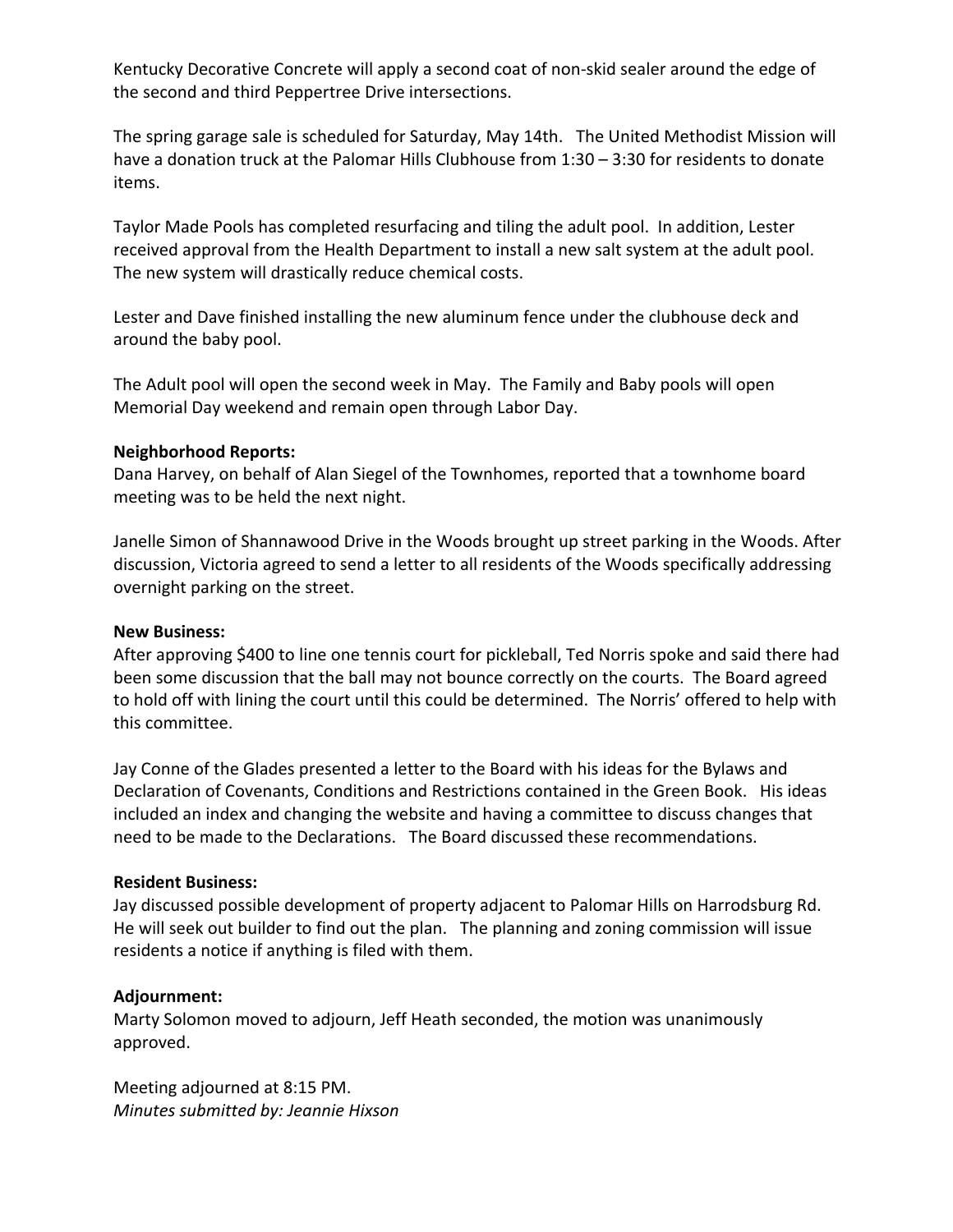Kentucky Decorative Concrete will apply a second coat of non-skid sealer around the edge of the second and third Peppertree Drive intersections.

The spring garage sale is scheduled for Saturday, May 14th. The United Methodist Mission will have a donation truck at the Palomar Hills Clubhouse from 1:30 – 3:30 for residents to donate items.

Taylor Made Pools has completed resurfacing and tiling the adult pool. In addition, Lester received approval from the Health Department to install a new salt system at the adult pool. The new system will drastically reduce chemical costs.

Lester and Dave finished installing the new aluminum fence under the clubhouse deck and around the baby pool.

The Adult pool will open the second week in May. The Family and Baby pools will open Memorial Day weekend and remain open through Labor Day.

**Neighborhood Reports:**
Dana Harvey, on behalf of Alan Siegel of the Townhomes, reported that a townhome board meeting was to be held the next night.

Janelle Simon of Shannawood Drive in the Woods brought up street parking in the Woods. After discussion, Victoria agreed to send a letter to all residents of the Woods specifically addressing overnight parking on the street.

**New Business:**
After approving $400 to line one tennis court for pickleball, Ted Norris spoke and said there had been some discussion that the ball may not bounce correctly on the courts. The Board agreed to hold off with lining the court until this could be determined. The Norris' offered to help with this committee.

Jay Conne of the Glades presented a letter to the Board with his ideas for the Bylaws and Declaration of Covenants, Conditions and Restrictions contained in the Green Book. His ideas included an index and changing the website and having a committee to discuss changes that need to be made to the Declarations. The Board discussed these recommendations.

**Resident Business:**
Jay discussed possible development of property adjacent to Palomar Hills on Harrodsburg Rd. He will seek out builder to find out the plan. The planning and zoning commission will issue residents a notice if anything is filed with them.

**Adjournment:**
Marty Solomon moved to adjourn, Jeff Heath seconded, the motion was unanimously approved.

Meeting adjourned at 8:15 PM.
*Minutes submitted by: Jeannie Hixson*